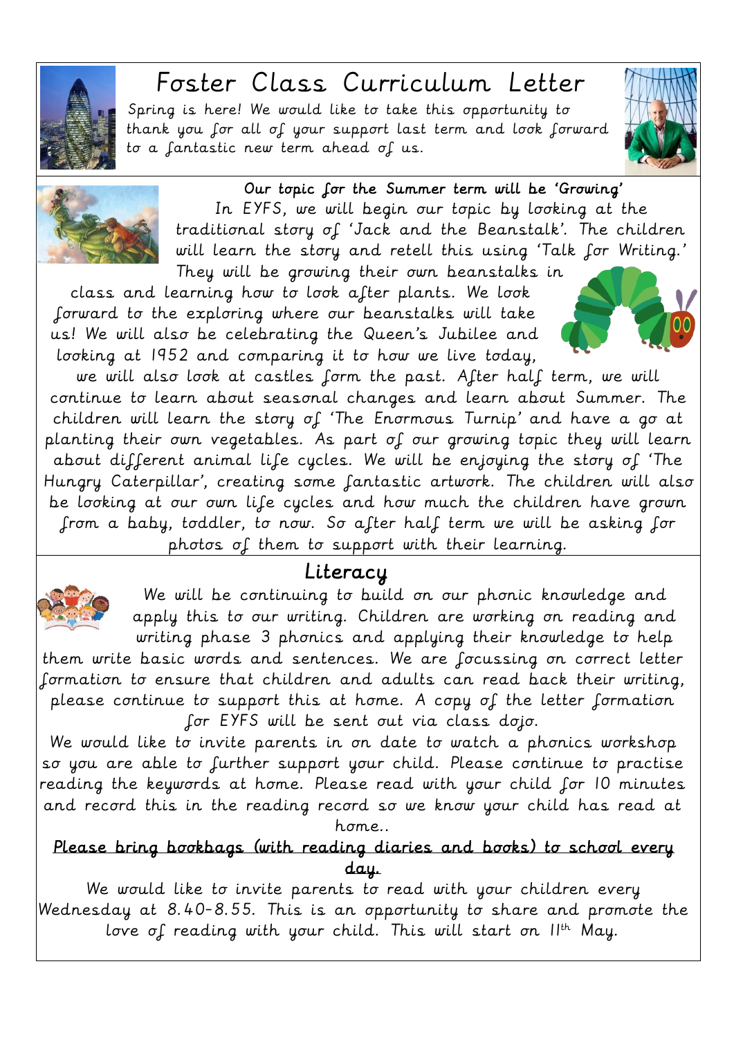# Foster Class Curriculum Letter

Spring is here! We would like to take this opportunity to thank you for all of your support last term and look forward to a fantastic new term ahead of us.

**Our topic for the Summer term will be 'Growing'**

In EYFS, we will begin our topic by looking at the traditional story of 'Jack and the Beanstalk'. The children will learn the story and retell this using 'Talk for Writing.' They will be growing their own beanstalks in class and learning how to look after plants. We look forward to the exploring where our beanstalks will take us! We will also be celebrating the Queen's Jubilee and looking at 1952 and comparing it to how we live today, we will also look at castles form the past. After half term, we will continue to learn about seasonal changes and learn about Summer. The children will learn the story of 'The Enormous Turnip' and have a go at planting their own vegetables. As part of our growing topic they will learn about different animal life cycles. We will be enjoying the story of 'The Hungry Caterpillar', creating some fantastic artwork. The children will also be looking at our own life cycles and how much the children have grown from a baby, toddler, to now. So after half term we will be asking for photos of them to support with their learning.

## Literacy

We will be continuing to build on our phonic knowledge and apply this to our writing. Children are working on reading and writing phase 3 phonics and applying their knowledge to help them write basic words and sentences. We are focussing on correct letter formation to ensure that children and adults can read back their writing, please continue to support this at home. A copy of the letter formation for EYFS will be sent out via class dojo.

We would like to invite parents in on date to watch a phonics workshop so you are able to further support your child. Please continue to practise reading the keywords at home. Please read with your child for 10 minutes and record this in the reading record so we know your child has read at home..

<u>Please bring bookbags (with reading diaries and books) to school every day.</u>

We would like to invite parents to read with your children every Wednesday at 8.40-8.55. This is an opportunity to share and promote the love of reading with your child. This will start on 11th May.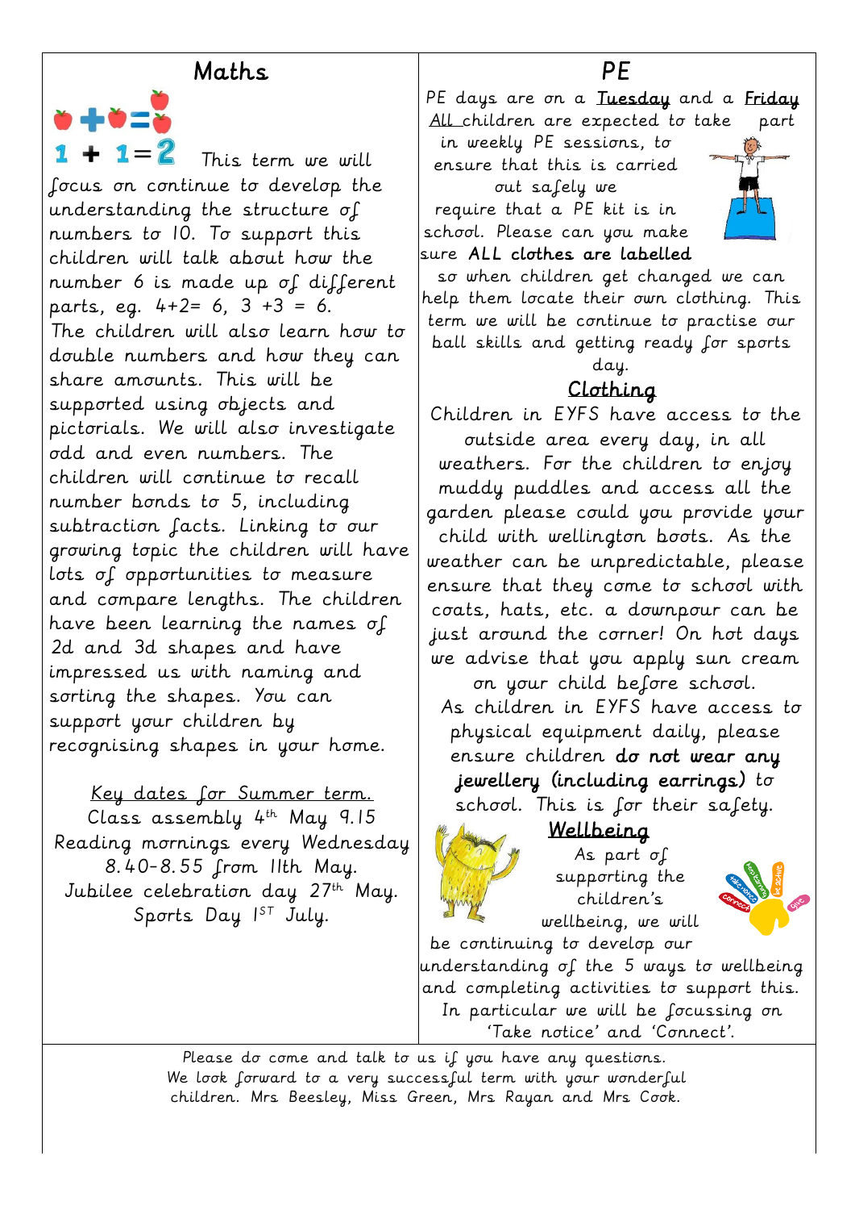## Maths

1 + 1 = 2

This term we will focus on continue to develop the understanding the structure of numbers to 10. To support this children will talk about how the number 6 is made up of different parts, eg. 4+2= 6, 3 +3 = 6. The children will also learn how to double numbers and how they can share amounts. This will be supported using objects and pictorials. We will also investigate odd and even numbers. The children will continue to recall number bonds to 5, including subtraction facts. Linking to our growing topic the children will have lots of opportunities to measure and compare lengths. The children have been learning the names of 2d and 3d shapes and have impressed us with naming and sorting the shapes. You can support your children by recognising shapes in your home.

Key dates for Summer term.

Class assembly 4th May 9.15
Reading mornings every Wednesday 8.40-8.55 from 11th May.
Jubilee celebration day 27th May.
Sports Day 1ST July.

## PE

PE days are on a Tuesday and a Friday. All children are expected to take part in weekly PE sessions, to ensure that this is carried out safely we require that a PE kit is in school. Please can you make sure **ALL clothes are labelled** so when children get changed we can help them locate their own clothing. This term we will be continue to practise our ball skills and getting ready for sports day.

### Clothing

Children in EYFS have access to the outside area every day, in all weathers. For the children to enjoy muddy puddles and access all the garden please could you provide your child with wellington boots. As the weather can be unpredictable, please ensure that they come to school with coats, hats, etc. a downpour can be just around the corner! On hot days we advise that you apply sun cream on your child before school.

As children in EYFS have access to physical equipment daily, please ensure children **do not wear any jewellery (including earrings)** to school. This is for their safety.

### Wellbeing

As part of supporting the children's wellbeing, we will be continuing to develop our understanding of the 5 ways to wellbeing and completing activities to support this. In particular we will be focussing on 'Take notice' and 'Connect'.

Please do come and talk to us if you have any questions. We look forward to a very successful term with your wonderful children. Mrs Beesley, Miss Green, Mrs Rayan and Mrs Cook.